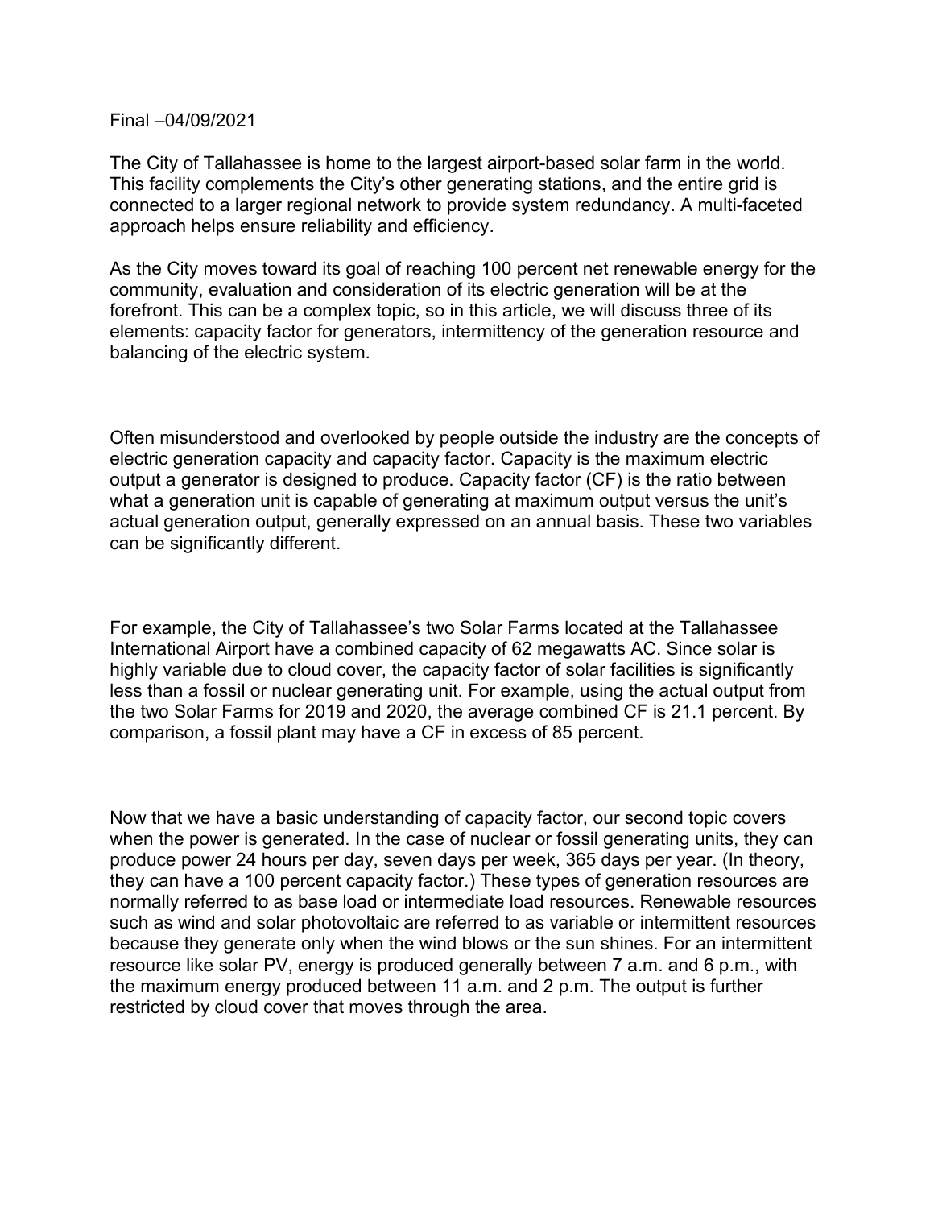Final –04/09/2021

The City of Tallahassee is home to the largest airport-based solar farm in the world. This facility complements the City's other generating stations, and the entire grid is connected to a larger regional network to provide system redundancy. A multi-faceted approach helps ensure reliability and efficiency.

As the City moves toward its goal of reaching 100 percent net renewable energy for the community, evaluation and consideration of its electric generation will be at the forefront. This can be a complex topic, so in this article, we will discuss three of its elements: capacity factor for generators, intermittency of the generation resource and balancing of the electric system.

Often misunderstood and overlooked by people outside the industry are the concepts of electric generation capacity and capacity factor. Capacity is the maximum electric output a generator is designed to produce. Capacity factor (CF) is the ratio between what a generation unit is capable of generating at maximum output versus the unit's actual generation output, generally expressed on an annual basis. These two variables can be significantly different.

For example, the City of Tallahassee's two Solar Farms located at the Tallahassee International Airport have a combined capacity of 62 megawatts AC. Since solar is highly variable due to cloud cover, the capacity factor of solar facilities is significantly less than a fossil or nuclear generating unit. For example, using the actual output from the two Solar Farms for 2019 and 2020, the average combined CF is 21.1 percent. By comparison, a fossil plant may have a CF in excess of 85 percent.

Now that we have a basic understanding of capacity factor, our second topic covers when the power is generated. In the case of nuclear or fossil generating units, they can produce power 24 hours per day, seven days per week, 365 days per year. (In theory, they can have a 100 percent capacity factor.) These types of generation resources are normally referred to as base load or intermediate load resources. Renewable resources such as wind and solar photovoltaic are referred to as variable or intermittent resources because they generate only when the wind blows or the sun shines. For an intermittent resource like solar PV, energy is produced generally between 7 a.m. and 6 p.m., with the maximum energy produced between 11 a.m. and 2 p.m. The output is further restricted by cloud cover that moves through the area.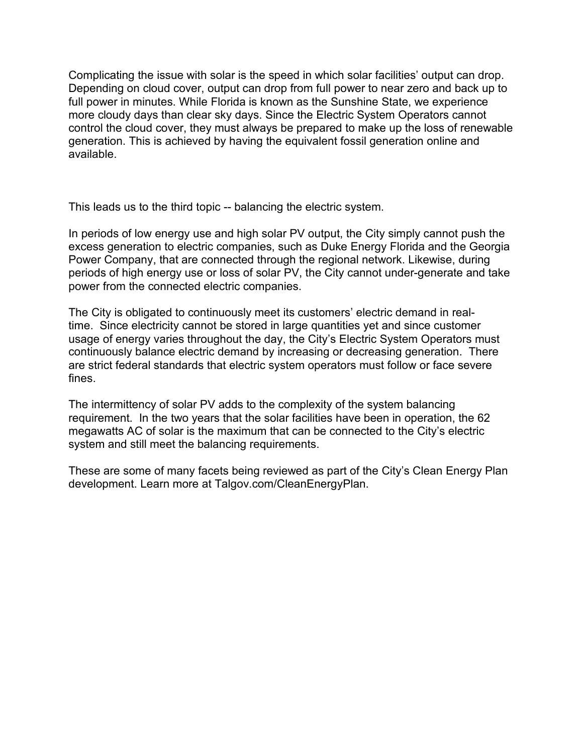Complicating the issue with solar is the speed in which solar facilities' output can drop. Depending on cloud cover, output can drop from full power to near zero and back up to full power in minutes. While Florida is known as the Sunshine State, we experience more cloudy days than clear sky days. Since the Electric System Operators cannot control the cloud cover, they must always be prepared to make up the loss of renewable generation. This is achieved by having the equivalent fossil generation online and available.

This leads us to the third topic -- balancing the electric system.

In periods of low energy use and high solar PV output, the City simply cannot push the excess generation to electric companies, such as Duke Energy Florida and the Georgia Power Company, that are connected through the regional network. Likewise, during periods of high energy use or loss of solar PV, the City cannot under-generate and take power from the connected electric companies.

The City is obligated to continuously meet its customers' electric demand in real-time. Since electricity cannot be stored in large quantities yet and since customer usage of energy varies throughout the day, the City's Electric System Operators must continuously balance electric demand by increasing or decreasing generation. There are strict federal standards that electric system operators must follow or face severe fines.

The intermittency of solar PV adds to the complexity of the system balancing requirement. In the two years that the solar facilities have been in operation, the 62 megawatts AC of solar is the maximum that can be connected to the City's electric system and still meet the balancing requirements.

These are some of many facets being reviewed as part of the City's Clean Energy Plan development. Learn more at Talgov.com/CleanEnergyPlan.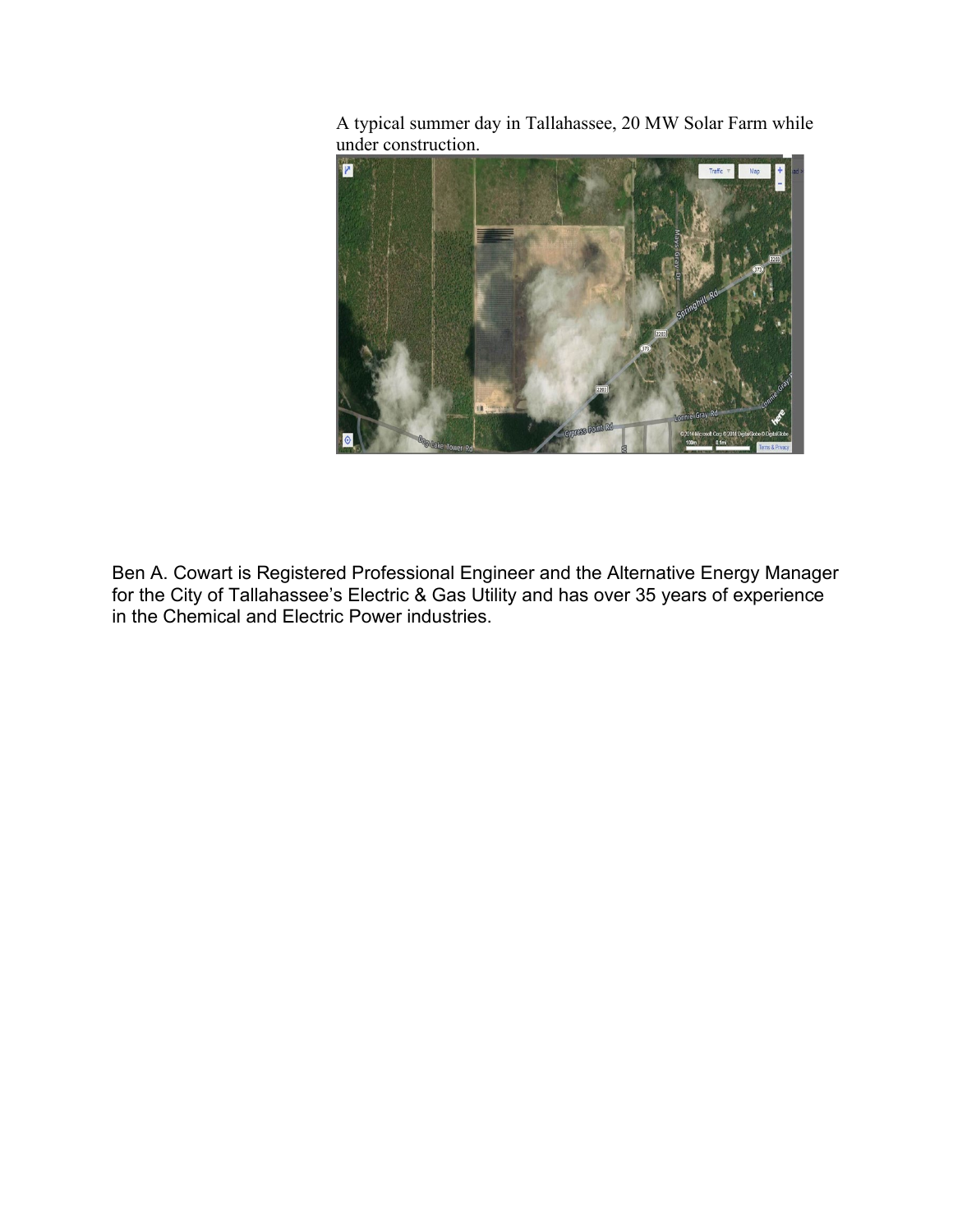A typical summer day in Tallahassee, 20 MW Solar Farm while under construction.

Ben A. Cowart is Registered Professional Engineer and the Alternative Energy Manager for the City of Tallahassee's Electric & Gas Utility and has over 35 years of experience in the Chemical and Electric Power industries.